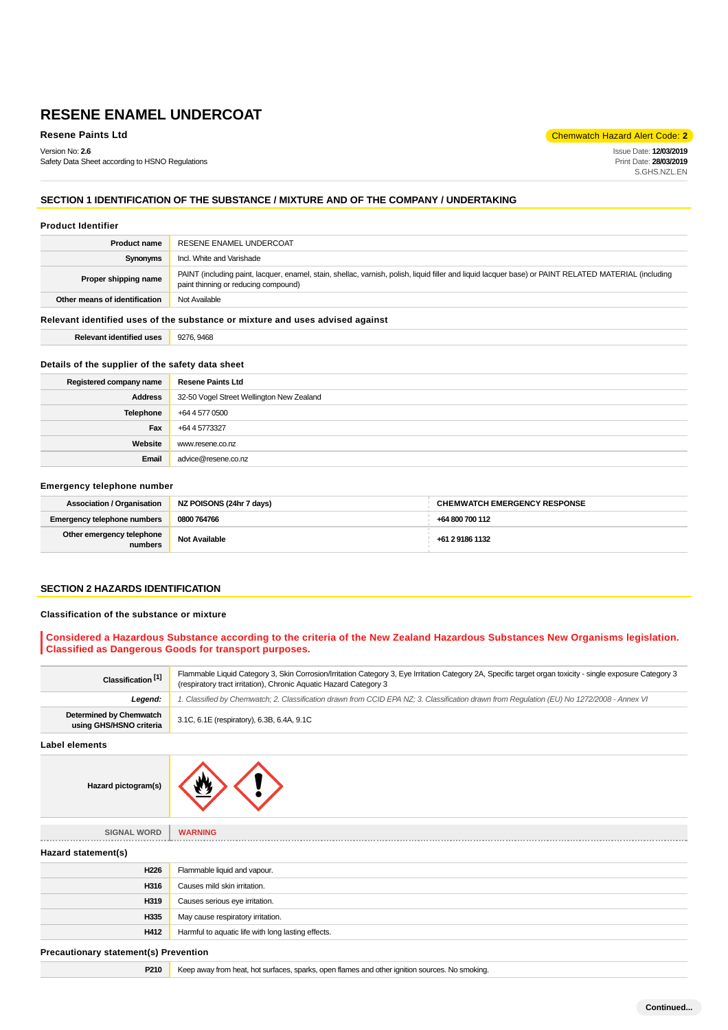# RESENE ENAMEL UNDERCOAT

**Resene Paints Ltd**

Chemwatch Hazard Alert Code: **2**

Version No: **2.6**
Safety Data Sheet according to HSNO Regulations

Issue Date: **12/03/2019**
Print Date: **28/03/2019**
S.GHS.NZL.EN

## SECTION 1 IDENTIFICATION OF THE SUBSTANCE / MIXTURE AND OF THE COMPANY / UNDERTAKING

### Product Identifier

| | |
|---|---|
| **Product name** | RESENE ENAMEL UNDERCOAT |
| **Synonyms** | Incl. White and Varishade |
| **Proper shipping name** | PAINT (including paint, lacquer, enamel, stain, shellac, varnish, polish, liquid filler and liquid lacquer base) or PAINT RELATED MATERIAL (including paint thinning or reducing compound) |
| **Other means of identification** | Not Available |

### Relevant identified uses of the substance or mixture and uses advised against

| | |
|---|---|
| **Relevant identified uses** | 9276, 9468 |

### Details of the supplier of the safety data sheet

| | |
|---|---|
| **Registered company name** | **Resene Paints Ltd** |
| **Address** | 32-50 Vogel Street Wellington New Zealand |
| **Telephone** | +64 4 577 0500 |
| **Fax** | +64 4 5773327 |
| **Website** | www.resene.co.nz |
| **Email** | advice@resene.co.nz |

### Emergency telephone number

| | | |
|---|---|---|
| **Association / Organisation** | **NZ POISONS (24hr 7 days)** | **CHEMWATCH EMERGENCY RESPONSE** |
| **Emergency telephone numbers** | **0800 764766** | **+64 800 700 112** |
| **Other emergency telephone numbers** | **Not Available** | **+61 2 9186 1132** |

## SECTION 2 HAZARDS IDENTIFICATION

### Classification of the substance or mixture

**Considered a Hazardous Substance according to the criteria of the New Zealand Hazardous Substances New Organisms legislation. Classified as Dangerous Goods for transport purposes.**

| | |
|---|---|
| **Classification [1]** | Flammable Liquid Category 3, Skin Corrosion/Irritation Category 3, Eye Irritation Category 2A, Specific target organ toxicity - single exposure Category 3 (respiratory tract irritation), Chronic Aquatic Hazard Category 3 |
| ***Legend:*** | *1. Classified by Chemwatch; 2. Classification drawn from CCID EPA NZ; 3. Classification drawn from Regulation (EU) No 1272/2008 - Annex VI* |
| **Determined by Chemwatch using GHS/HSNO criteria** | 3.1C, 6.1E (respiratory), 6.3B, 6.4A, 9.1C |

### Label elements

| | |
|---|---|
| **Hazard pictogram(s)** | |
| **SIGNAL WORD** | **WARNING** |

### Hazard statement(s)

| | |
|---|---|
| **H226** | Flammable liquid and vapour. |
| **H316** | Causes mild skin irritation. |
| **H319** | Causes serious eye irritation. |
| **H335** | May cause respiratory irritation. |
| **H412** | Harmful to aquatic life with long lasting effects. |

### Precautionary statement(s) Prevention

| | |
|---|---|
| **P210** | Keep away from heat, hot surfaces, sparks, open flames and other ignition sources. No smoking. |

Continued...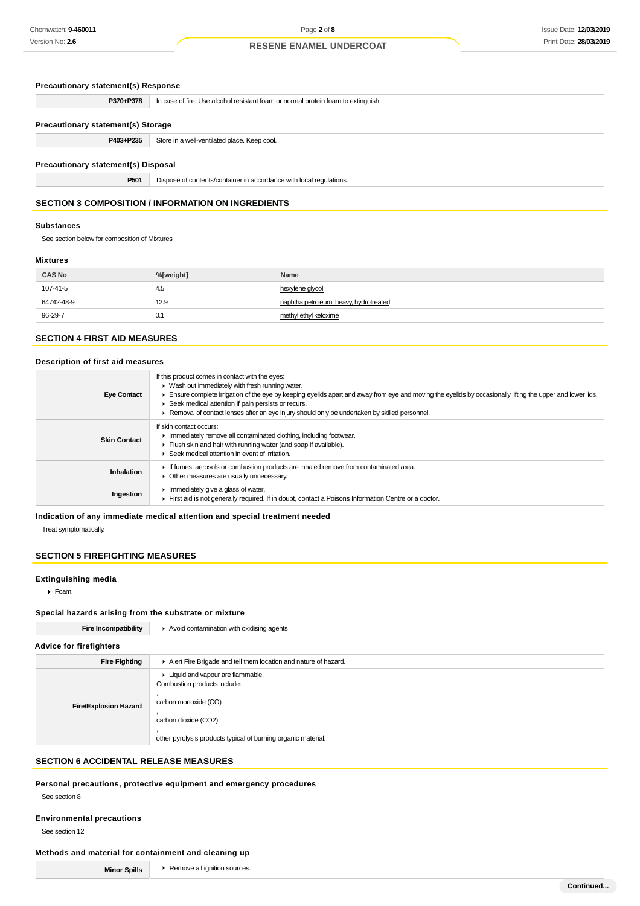### Precautionary statement(s) Response

| | |
|---|---|
| **P370+P378** | In case of fire: Use alcohol resistant foam or normal protein foam to extinguish. |

### Precautionary statement(s) Storage

| | |
|---|---|
| **P403+P235** | Store in a well-ventilated place. Keep cool. |

### Precautionary statement(s) Disposal

| | |
|---|---|
| **P501** | Dispose of contents/container in accordance with local regulations. |

## SECTION 3 COMPOSITION / INFORMATION ON INGREDIENTS

### Substances

See section below for composition of Mixtures

### Mixtures

| CAS No | %[weight] | Name |
|---|---|---|
| 107-41-5 | 4.5 | hexylene glycol |
| 64742-48-9. | 12.9 | naphtha petroleum, heavy, hydrotreated |
| 96-29-7 | 0.1 | methyl ethyl ketoxime |

## SECTION 4 FIRST AID MEASURES

### Description of first aid measures

| | |
|---|---|
| **Eye Contact** | If this product comes in contact with the eyes:<br>▸ Wash out immediately with fresh running water.<br>▸ Ensure complete irrigation of the eye by keeping eyelids apart and away from eye and moving the eyelids by occasionally lifting the upper and lower lids.<br>▸ Seek medical attention if pain persists or recurs.<br>▸ Removal of contact lenses after an eye injury should only be undertaken by skilled personnel. |
| **Skin Contact** | If skin contact occurs:<br>▸ Immediately remove all contaminated clothing, including footwear.<br>▸ Flush skin and hair with running water (and soap if available).<br>▸ Seek medical attention in event of irritation. |
| **Inhalation** | ▸ If fumes, aerosols or combustion products are inhaled remove from contaminated area.<br>▸ Other measures are usually unnecessary. |
| **Ingestion** | ▸ Immediately give a glass of water.<br>▸ First aid is not generally required. If in doubt, contact a Poisons Information Centre or a doctor. |

### Indication of any immediate medical attention and special treatment needed

Treat symptomatically.

## SECTION 5 FIREFIGHTING MEASURES

### Extinguishing media

- Foam.

### Special hazards arising from the substrate or mixture

| | |
|---|---|
| **Fire Incompatibility** | ▸ Avoid contamination with oxidising agents |

### Advice for firefighters

| | |
|---|---|
| **Fire Fighting** | ▸ Alert Fire Brigade and tell them location and nature of hazard. |
| **Fire/Explosion Hazard** | ▸ Liquid and vapour are flammable.<br>Combustion products include:<br>,<br>carbon monoxide (CO)<br>,<br>carbon dioxide (CO2)<br>,<br>other pyrolysis products typical of burning organic material. |

## SECTION 6 ACCIDENTAL RELEASE MEASURES

### Personal precautions, protective equipment and emergency procedures

See section 8

### Environmental precautions

See section 12

### Methods and material for containment and cleaning up

| | |
|---|---|
| **Minor Spills** | ▸ Remove all ignition sources. |

**Continued...**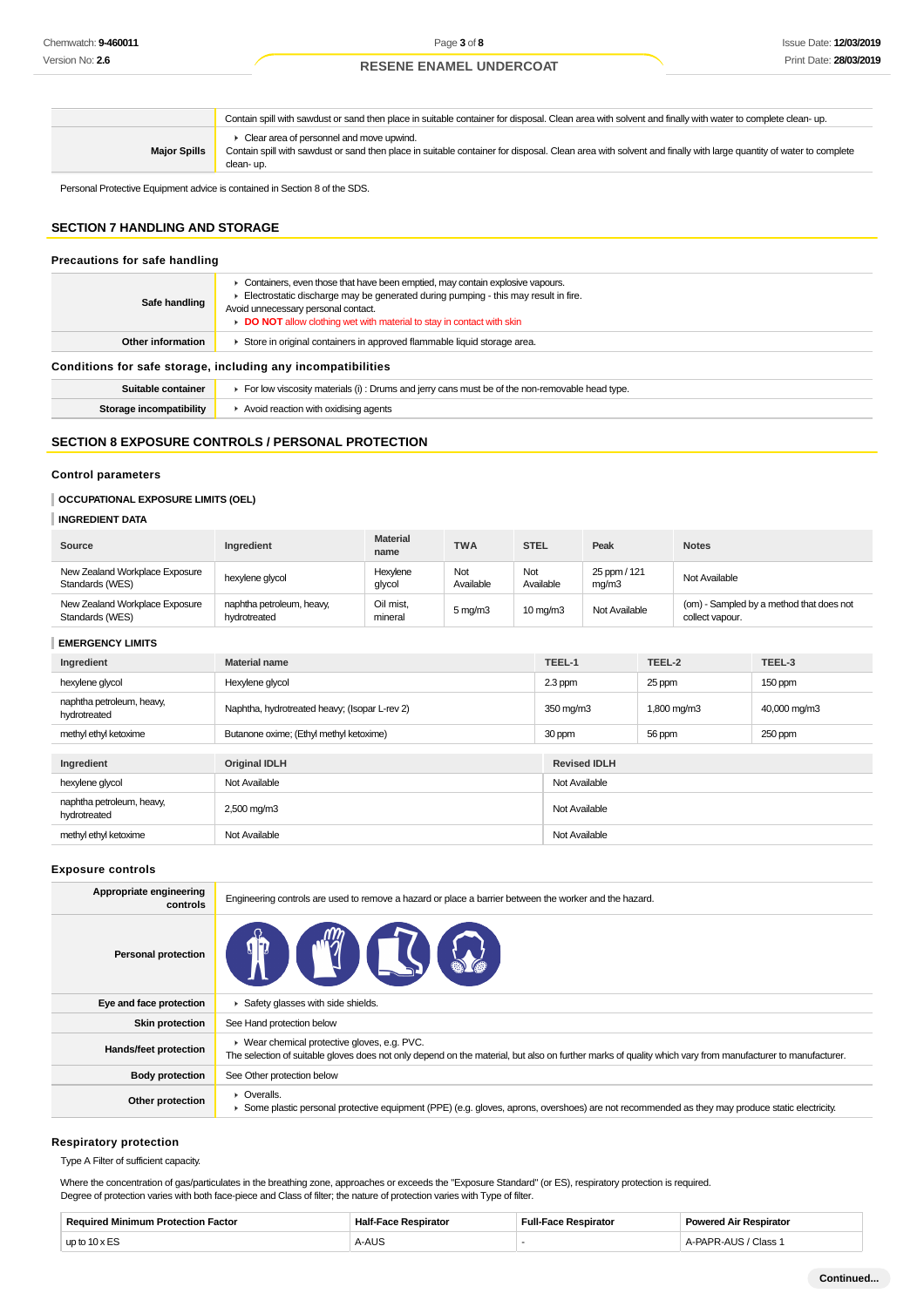| | |
|---|---|
| | Contain spill with sawdust or sand then place in suitable container for disposal. Clean area with solvent and finally with water to complete clean- up. |
| **Major Spills** | ▸ Clear area of personnel and move upwind.<br>Contain spill with sawdust or sand then place in suitable container for disposal. Clean area with solvent and finally with large quantity of water to complete clean- up. |

Personal Protective Equipment advice is contained in Section 8 of the SDS.

## SECTION 7 HANDLING AND STORAGE

### Precautions for safe handling

| | |
|---|---|
| **Safe handling** | ▸ Containers, even those that have been emptied, may contain explosive vapours.<br>▸ Electrostatic discharge may be generated during pumping - this may result in fire.<br>Avoid unnecessary personal contact.<br>▸ **DO NOT** allow clothing wet with material to stay in contact with skin |
| **Other information** | ▸ Store in original containers in approved flammable liquid storage area. |

### Conditions for safe storage, including any incompatibilities

| | |
|---|---|
| **Suitable container** | ▸ For low viscosity materials (i) : Drums and jerry cans must be of the non-removable head type. |
| **Storage incompatibility** | ▸ Avoid reaction with oxidising agents |

## SECTION 8 EXPOSURE CONTROLS / PERSONAL PROTECTION

### Control parameters

**OCCUPATIONAL EXPOSURE LIMITS (OEL)**

**INGREDIENT DATA**

| Source | Ingredient | Material name | TWA | STEL | Peak | Notes |
|---|---|---|---|---|---|---|
| New Zealand Workplace Exposure Standards (WES) | hexylene glycol | Hexylene glycol | Not Available | Not Available | 25 ppm / 121 mg/m3 | Not Available |
| New Zealand Workplace Exposure Standards (WES) | naphtha petroleum, heavy, hydrotreated | Oil mist, mineral | 5 mg/m3 | 10 mg/m3 | Not Available | (om) - Sampled by a method that does not collect vapour. |

**EMERGENCY LIMITS**

| Ingredient | Material name | TEEL-1 | TEEL-2 | TEEL-3 |
|---|---|---|---|---|
| hexylene glycol | Hexylene glycol | 2.3 ppm | 25 ppm | 150 ppm |
| naphtha petroleum, heavy, hydrotreated | Naphtha, hydrotreated heavy; (Isopar L-rev 2) | 350 mg/m3 | 1,800 mg/m3 | 40,000 mg/m3 |
| methyl ethyl ketoxime | Butanone oxime; (Ethyl methyl ketoxime) | 30 ppm | 56 ppm | 250 ppm |

| Ingredient | Original IDLH | Revised IDLH |
|---|---|---|
| hexylene glycol | Not Available | Not Available |
| naphtha petroleum, heavy, hydrotreated | 2,500 mg/m3 | Not Available |
| methyl ethyl ketoxime | Not Available | Not Available |

### Exposure controls

| | |
|---|---|
| **Appropriate engineering controls** | Engineering controls are used to remove a hazard or place a barrier between the worker and the hazard. |
| **Personal protection** | |
| **Eye and face protection** | ▸ Safety glasses with side shields. |
| **Skin protection** | See Hand protection below |
| **Hands/feet protection** | ▸ Wear chemical protective gloves, e.g. PVC.<br>The selection of suitable gloves does not only depend on the material, but also on further marks of quality which vary from manufacturer to manufacturer. |
| **Body protection** | See Other protection below |
| **Other protection** | ▸ Overalls.<br>▸ Some plastic personal protective equipment (PPE) (e.g. gloves, aprons, overshoes) are not recommended as they may produce static electricity. |

### Respiratory protection

Type A Filter of sufficient capacity.

Where the concentration of gas/particulates in the breathing zone, approaches or exceeds the "Exposure Standard" (or ES), respiratory protection is required.
Degree of protection varies with both face-piece and Class of filter; the nature of protection varies with Type of filter.

| Required Minimum Protection Factor | Half-Face Respirator | Full-Face Respirator | Powered Air Respirator |
|---|---|---|---|
| up to 10 x ES | A-AUS | - | A-PAPR-AUS / Class 1 |

Continued...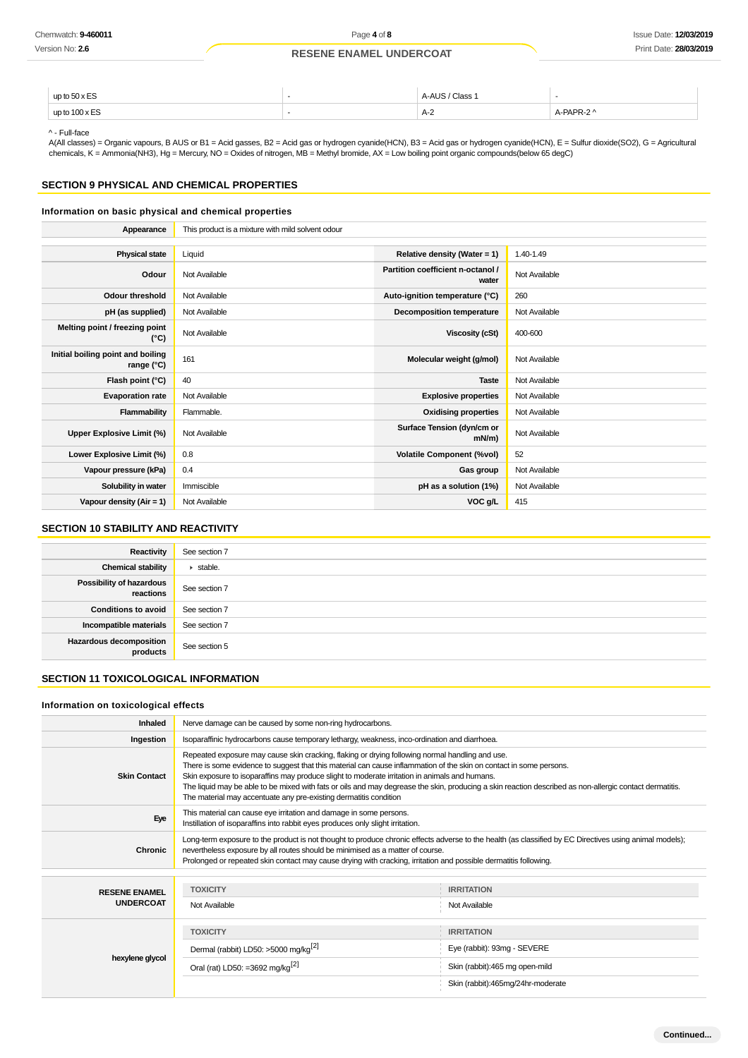| | | | |
|---|---|---|---|
| up to 50 x ES | - | A-AUS / Class 1 | - |
| up to 100 x ES | - | A-2 | A-PAPR-2 ^ |

^ - Full-face

A(All classes) = Organic vapours, B AUS or B1 = Acid gasses, B2 = Acid gas or hydrogen cyanide(HCN), B3 = Acid gas or hydrogen cyanide(HCN), E = Sulfur dioxide(SO2), G = Agricultural chemicals, K = Ammonia(NH3), Hg = Mercury, NO = Oxides of nitrogen, MB = Methyl bromide, AX = Low boiling point organic compounds(below 65 degC)

## SECTION 9 PHYSICAL AND CHEMICAL PROPERTIES

### Information on basic physical and chemical properties

| | | | |
|---|---|---|---|
| **Appearance** | This product is a mixture with mild solvent odour | | |
| **Physical state** | Liquid | **Relative density (Water = 1)** | 1.40-1.49 |
| **Odour** | Not Available | **Partition coefficient n-octanol / water** | Not Available |
| **Odour threshold** | Not Available | **Auto-ignition temperature (°C)** | 260 |
| **pH (as supplied)** | Not Available | **Decomposition temperature** | Not Available |
| **Melting point / freezing point (°C)** | Not Available | **Viscosity (cSt)** | 400-600 |
| **Initial boiling point and boiling range (°C)** | 161 | **Molecular weight (g/mol)** | Not Available |
| **Flash point (°C)** | 40 | **Taste** | Not Available |
| **Evaporation rate** | Not Available | **Explosive properties** | Not Available |
| **Flammability** | Flammable. | **Oxidising properties** | Not Available |
| **Upper Explosive Limit (%)** | Not Available | **Surface Tension (dyn/cm or mN/m)** | Not Available |
| **Lower Explosive Limit (%)** | 0.8 | **Volatile Component (%vol)** | 52 |
| **Vapour pressure (kPa)** | 0.4 | **Gas group** | Not Available |
| **Solubility in water** | Immiscible | **pH as a solution (1%)** | Not Available |
| **Vapour density (Air = 1)** | Not Available | **VOC g/L** | 415 |

## SECTION 10 STABILITY AND REACTIVITY

| | |
|---|---|
| **Reactivity** | See section 7 |
| **Chemical stability** | stable. |
| **Possibility of hazardous reactions** | See section 7 |
| **Conditions to avoid** | See section 7 |
| **Incompatible materials** | See section 7 |
| **Hazardous decomposition products** | See section 5 |

## SECTION 11 TOXICOLOGICAL INFORMATION

### Information on toxicological effects

| | |
|---|---|
| **Inhaled** | Nerve damage can be caused by some non-ring hydrocarbons. |
| **Ingestion** | Isoparaffinic hydrocarbons cause temporary lethargy, weakness, inco-ordination and diarrhoea. |
| **Skin Contact** | Repeated exposure may cause skin cracking, flaking or drying following normal handling and use.<br>There is some evidence to suggest that this material can cause inflammation of the skin on contact in some persons.<br>Skin exposure to isoparaffins may produce slight to moderate irritation in animals and humans.<br>The liquid may be able to be mixed with fats or oils and may degrease the skin, producing a skin reaction described as non-allergic contact dermatitis.<br>The material may accentuate any pre-existing dermatitis condition |
| **Eye** | This material can cause eye irritation and damage in some persons.<br>Instillation of isoparaffins into rabbit eyes produces only slight irritation. |
| **Chronic** | Long-term exposure to the product is not thought to produce chronic effects adverse to the health (as classified by EC Directives using animal models); nevertheless exposure by all routes should be minimised as a matter of course.<br>Prolonged or repeated skin contact may cause drying with cracking, irritation and possible dermatitis following. |

| | TOXICITY | IRRITATION |
|---|---|---|
| **RESENE ENAMEL UNDERCOAT** | Not Available | Not Available |
| **hexylene glycol** | **TOXICITY** | **IRRITATION** |
| | Dermal (rabbit) LD50: >5000 mg/kg[2] | Eye (rabbit): 93mg - SEVERE |
| | Oral (rat) LD50: =3692 mg/kg[2] | Skin (rabbit):465 mg open-mild |
| | | Skin (rabbit):465mg/24hr-moderate |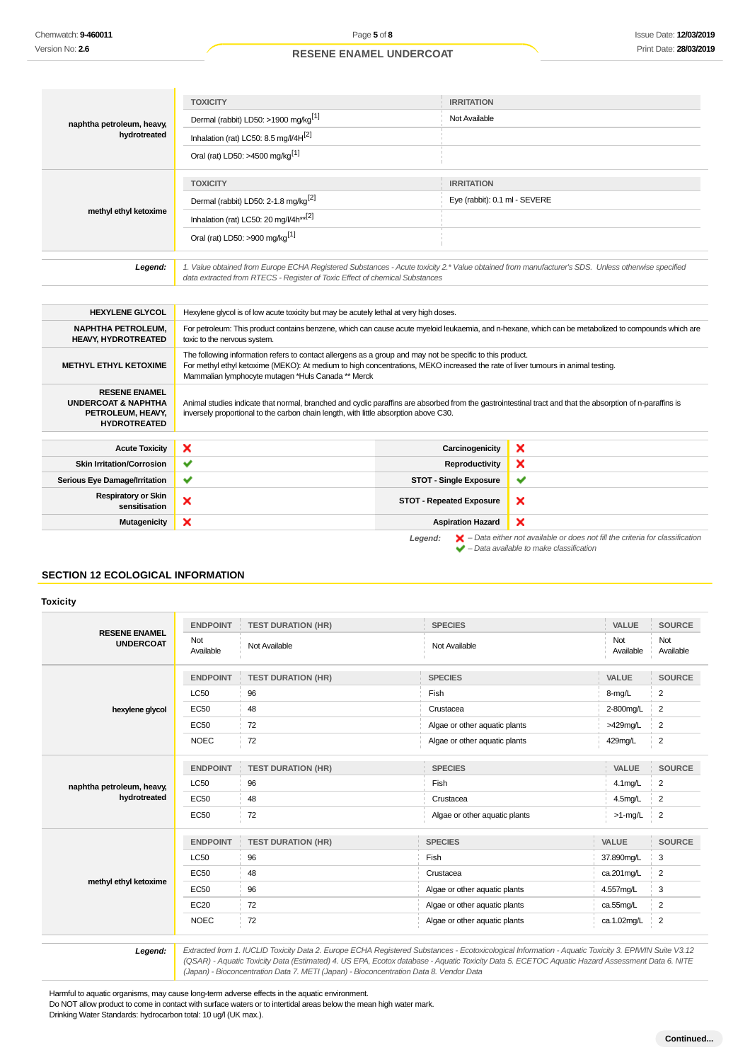| | TOXICITY | IRRITATION |
|---|---|---|
| **naphtha petroleum, heavy, hydrotreated** | Dermal (rabbit) LD50: >1900 mg/kg[1] | Not Available |
| | Inhalation (rat) LC50: 8.5 mg/l/4H[2] | |
| | Oral (rat) LD50: >4500 mg/kg[1] | |

| | TOXICITY | IRRITATION |
|---|---|---|
| **methyl ethyl ketoxime** | Dermal (rabbit) LD50: 2-1.8 mg/kg[2] | Eye (rabbit): 0.1 ml - SEVERE |
| | Inhalation (rat) LC50: 20 mg/l/4h**[2] | |
| | Oral (rat) LD50: >900 mg/kg[1] | |

| | |
|---|---|
| ***Legend:*** | *1. Value obtained from Europe ECHA Registered Substances - Acute toxicity 2.* Value obtained from manufacturer's SDS. Unless otherwise specified data extracted from RTECS - Register of Toxic Effect of chemical Substances* |

| | |
|---|---|
| **HEXYLENE GLYCOL** | Hexylene glycol is of low acute toxicity but may be acutely lethal at very high doses. |
| **NAPHTHA PETROLEUM, HEAVY, HYDROTREATED** | For petroleum: This product contains benzene, which can cause acute myeloid leukaemia, and n-hexane, which can be metabolized to compounds which are toxic to the nervous system. |
| **METHYL ETHYL KETOXIME** | The following information refers to contact allergens as a group and may not be specific to this product.<br>For methyl ethyl ketoxime (MEKO): At medium to high concentrations, MEKO increased the rate of liver tumours in animal testing.<br>Mammalian lymphocyte mutagen *Huls Canada ** Merck |
| **RESENE ENAMEL UNDERCOAT & NAPHTHA PETROLEUM, HEAVY, HYDROTREATED** | Animal studies indicate that normal, branched and cyclic paraffins are absorbed from the gastrointestinal tract and that the absorption of n-paraffins is inversely proportional to the carbon chain length, with little absorption above C30. |

| | | | |
|---|---|---|---|
| **Acute Toxicity** | ❌ | **Carcinogenicity** | ❌ |
| **Skin Irritation/Corrosion** | ✔ | **Reproductivity** | ❌ |
| **Serious Eye Damage/Irritation** | ✔ | **STOT - Single Exposure** | ✔ |
| **Respiratory or Skin sensitisation** | ❌ | **STOT - Repeated Exposure** | ❌ |
| **Mutagenicity** | ❌ | **Aspiration Hazard** | ❌ |

***Legend:*** ❌ *– Data either not available or does not fill the criteria for classification*
✔ *– Data available to make classification*

## SECTION 12 ECOLOGICAL INFORMATION

### Toxicity

| | ENDPOINT | TEST DURATION (HR) | SPECIES | VALUE | SOURCE |
|---|---|---|---|---|---|
| **RESENE ENAMEL UNDERCOAT** | Not Available | Not Available | Not Available | Not Available | Not Available |

| | ENDPOINT | TEST DURATION (HR) | SPECIES | VALUE | SOURCE |
|---|---|---|---|---|---|
| **hexylene glycol** | LC50 | 96 | Fish | 8-mg/L | 2 |
| | EC50 | 48 | Crustacea | 2-800mg/L | 2 |
| | EC50 | 72 | Algae or other aquatic plants | >429mg/L | 2 |
| | NOEC | 72 | Algae or other aquatic plants | 429mg/L | 2 |

| | ENDPOINT | TEST DURATION (HR) | SPECIES | VALUE | SOURCE |
|---|---|---|---|---|---|
| **naphtha petroleum, heavy, hydrotreated** | LC50 | 96 | Fish | 4.1mg/L | 2 |
| | EC50 | 48 | Crustacea | 4.5mg/L | 2 |
| | EC50 | 72 | Algae or other aquatic plants | >1-mg/L | 2 |

| | ENDPOINT | TEST DURATION (HR) | SPECIES | VALUE | SOURCE |
|---|---|---|---|---|---|
| **methyl ethyl ketoxime** | LC50 | 96 | Fish | 37.890mg/L | 3 |
| | EC50 | 48 | Crustacea | ca.201mg/L | 2 |
| | EC50 | 96 | Algae or other aquatic plants | 4.557mg/L | 3 |
| | EC20 | 72 | Algae or other aquatic plants | ca.55mg/L | 2 |
| | NOEC | 72 | Algae or other aquatic plants | ca.1.02mg/L | 2 |

| | |
|---|---|
| ***Legend:*** | *Extracted from 1. IUCLID Toxicity Data 2. Europe ECHA Registered Substances - Ecotoxicological Information - Aquatic Toxicity 3. EPIWIN Suite V3.12 (QSAR) - Aquatic Toxicity Data (Estimated) 4. US EPA, Ecotox database - Aquatic Toxicity Data 5. ECETOC Aquatic Hazard Assessment Data 6. NITE (Japan) - Bioconcentration Data 7. METI (Japan) - Bioconcentration Data 8. Vendor Data* |

Harmful to aquatic organisms, may cause long-term adverse effects in the aquatic environment.
Do NOT allow product to come in contact with surface waters or to intertidal areas below the mean high water mark.
Drinking Water Standards: hydrocarbon total: 10 ug/l (UK max.).

**Continued...**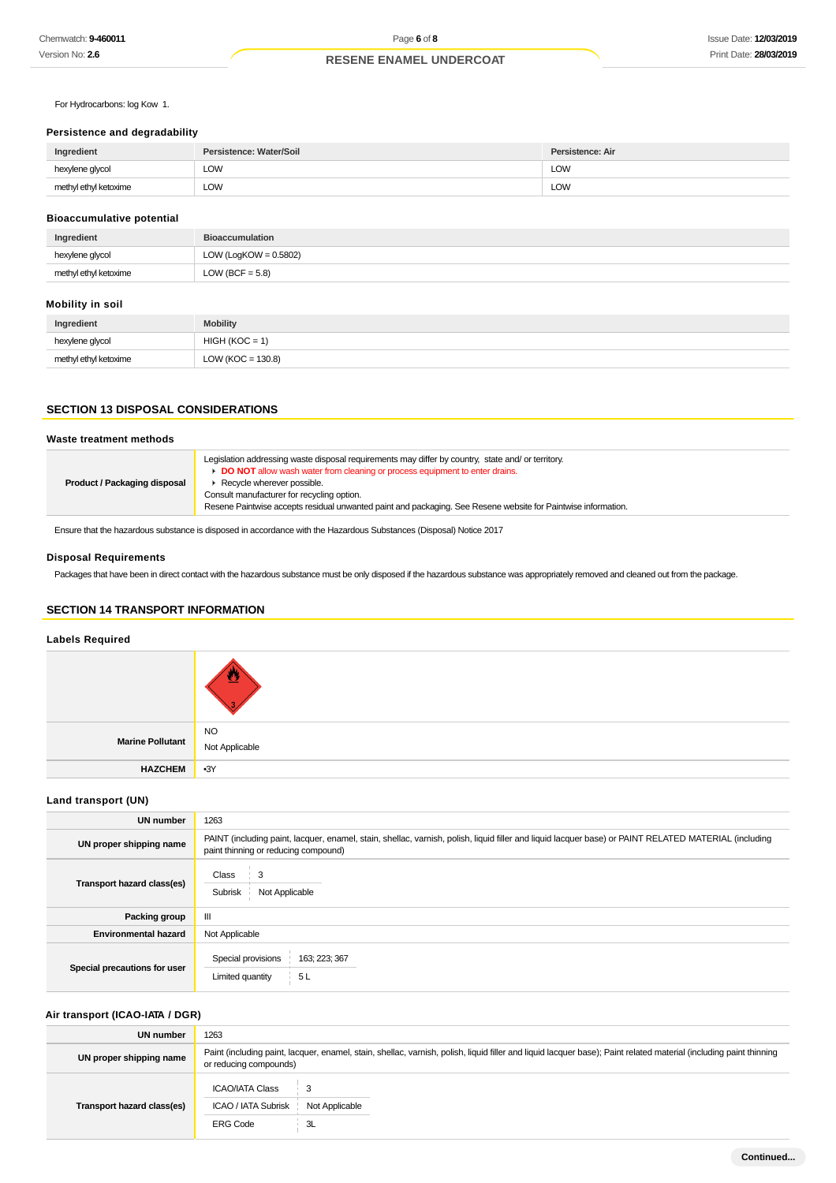For Hydrocarbons: log Kow 1.

### Persistence and degradability

| Ingredient | Persistence: Water/Soil | Persistence: Air |
|---|---|---|
| hexylene glycol | LOW | LOW |
| methyl ethyl ketoxime | LOW | LOW |

### Bioaccumulative potential

| Ingredient | Bioaccumulation |
|---|---|
| hexylene glycol | LOW (LogKOW = 0.5802) |
| methyl ethyl ketoxime | LOW (BCF = 5.8) |

### Mobility in soil

| Ingredient | Mobility |
|---|---|
| hexylene glycol | HIGH (KOC = 1) |
| methyl ethyl ketoxime | LOW (KOC = 130.8) |

## SECTION 13 DISPOSAL CONSIDERATIONS

### Waste treatment methods

| | |
|---|---|
| **Product / Packaging disposal** | Legislation addressing waste disposal requirements may differ by country, state and/ or territory.<br>▸ **DO NOT** allow wash water from cleaning or process equipment to enter drains.<br>▸ Recycle wherever possible.<br>Consult manufacturer for recycling option.<br>Resene Paintwise accepts residual unwanted paint and packaging. See Resene website for Paintwise information. |

Ensure that the hazardous substance is disposed in accordance with the Hazardous Substances (Disposal) Notice 2017

### Disposal Requirements

Packages that have been in direct contact with the hazardous substance must be only disposed if the hazardous substance was appropriately removed and cleaned out from the package.

## SECTION 14 TRANSPORT INFORMATION

### Labels Required

| | |
|---|---|
| | 3 |
| **Marine Pollutant** | NO<br>Not Applicable |
| **HAZCHEM** | •3Y |

### Land transport (UN)

| | |
|---|---|
| **UN number** | 1263 |
| **UN proper shipping name** | PAINT (including paint, lacquer, enamel, stain, shellac, varnish, polish, liquid filler and liquid lacquer base) or PAINT RELATED MATERIAL (including paint thinning or reducing compound) |
| **Transport hazard class(es)** | Class: 3<br>Subrisk: Not Applicable |
| **Packing group** | III |
| **Environmental hazard** | Not Applicable |
| **Special precautions for user** | Special provisions: 163; 223; 367<br>Limited quantity: 5 L |

### Air transport (ICAO-IATA / DGR)

| | |
|---|---|
| **UN number** | 1263 |
| **UN proper shipping name** | Paint (including paint, lacquer, enamel, stain, shellac, varnish, polish, liquid filler and liquid lacquer base); Paint related material (including paint thinning or reducing compounds) |
| **Transport hazard class(es)** | ICAO/IATA Class: 3<br>ICAO / IATA Subrisk: Not Applicable<br>ERG Code: 3L |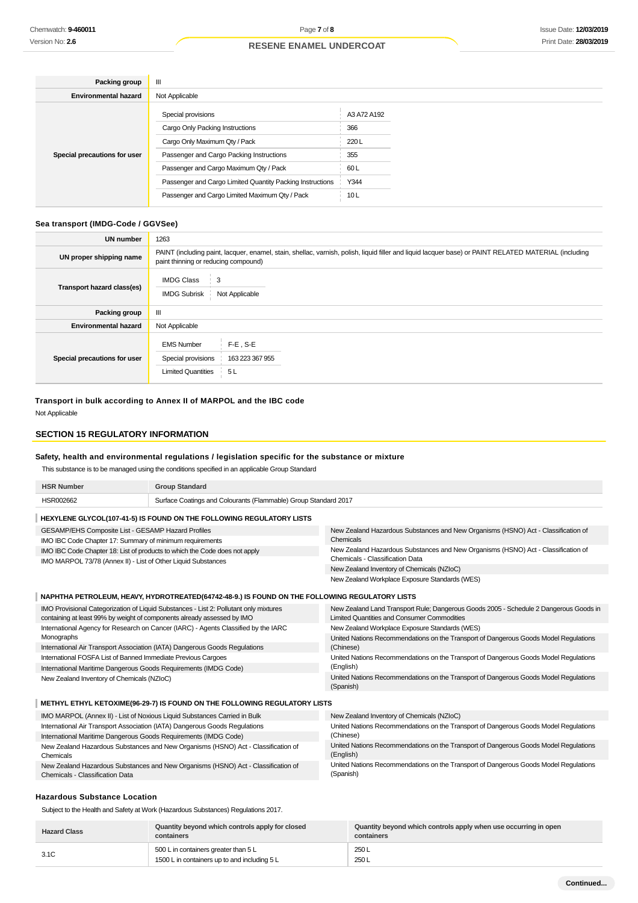| Packing group | III |
|---|---|
| Environmental hazard | Not Applicable |
| Special precautions for user | Special provisions: A3 A72 A192<br>Cargo Only Packing Instructions: 366<br>Cargo Only Maximum Qty / Pack: 220 L<br>Passenger and Cargo Packing Instructions: 355<br>Passenger and Cargo Maximum Qty / Pack: 60 L<br>Passenger and Cargo Limited Quantity Packing Instructions: Y344<br>Passenger and Cargo Limited Maximum Qty / Pack: 10 L |

### Sea transport (IMDG-Code / GGVSee)

| UN number | 1263 |
|---|---|
| UN proper shipping name | PAINT (including paint, lacquer, enamel, stain, shellac, varnish, polish, liquid filler and liquid lacquer base) or PAINT RELATED MATERIAL (including paint thinning or reducing compound) |
| Transport hazard class(es) | IMDG Class: 3<br>IMDG Subrisk: Not Applicable |
| Packing group | III |
| Environmental hazard | Not Applicable |
| Special precautions for user | EMS Number: F-E , S-E<br>Special provisions: 163 223 367 955<br>Limited Quantities: 5 L |

### Transport in bulk according to Annex II of MARPOL and the IBC code

Not Applicable

## SECTION 15 REGULATORY INFORMATION

### Safety, health and environmental regulations / legislation specific for the substance or mixture

This substance is to be managed using the conditions specified in an applicable Group Standard

| HSR Number | Group Standard |
|---|---|
| HSR002662 | Surface Coatings and Colourants (Flammable) Group Standard 2017 |

**HEXYLENE GLYCOL(107-41-5) IS FOUND ON THE FOLLOWING REGULATORY LISTS**

- GESAMP/EHS Composite List - GESAMP Hazard Profiles
- IMO IBC Code Chapter 17: Summary of minimum requirements
- IMO IBC Code Chapter 18: List of products to which the Code does not apply
- IMO MARPOL 73/78 (Annex II) - List of Other Liquid Substances
- New Zealand Hazardous Substances and New Organisms (HSNO) Act - Classification of Chemicals
- New Zealand Hazardous Substances and New Organisms (HSNO) Act - Classification of Chemicals - Classification Data
- New Zealand Inventory of Chemicals (NZIoC)
- New Zealand Workplace Exposure Standards (WES)

**NAPHTHA PETROLEUM, HEAVY, HYDROTREATED(64742-48-9.) IS FOUND ON THE FOLLOWING REGULATORY LISTS**

- IMO Provisional Categorization of Liquid Substances - List 2: Pollutant only mixtures containing at least 99% by weight of components already assessed by IMO
- International Agency for Research on Cancer (IARC) - Agents Classified by the IARC Monographs
- International Air Transport Association (IATA) Dangerous Goods Regulations
- International FOSFA List of Banned Immediate Previous Cargoes
- International Maritime Dangerous Goods Requirements (IMDG Code)
- New Zealand Inventory of Chemicals (NZIoC)
- New Zealand Land Transport Rule; Dangerous Goods 2005 - Schedule 2 Dangerous Goods in Limited Quantities and Consumer Commodities
- New Zealand Workplace Exposure Standards (WES)
- United Nations Recommendations on the Transport of Dangerous Goods Model Regulations (Chinese)
- United Nations Recommendations on the Transport of Dangerous Goods Model Regulations (English)
- United Nations Recommendations on the Transport of Dangerous Goods Model Regulations (Spanish)

**METHYL ETHYL KETOXIME(96-29-7) IS FOUND ON THE FOLLOWING REGULATORY LISTS**

- IMO MARPOL (Annex II) - List of Noxious Liquid Substances Carried in Bulk
- International Air Transport Association (IATA) Dangerous Goods Regulations
- International Maritime Dangerous Goods Requirements (IMDG Code)
- New Zealand Hazardous Substances and New Organisms (HSNO) Act - Classification of Chemicals
- New Zealand Hazardous Substances and New Organisms (HSNO) Act - Classification of Chemicals - Classification Data
- New Zealand Inventory of Chemicals (NZIoC)
- United Nations Recommendations on the Transport of Dangerous Goods Model Regulations (Chinese)
- United Nations Recommendations on the Transport of Dangerous Goods Model Regulations (English)
- United Nations Recommendations on the Transport of Dangerous Goods Model Regulations (Spanish)

### Hazardous Substance Location

Subject to the Health and Safety at Work (Hazardous Substances) Regulations 2017.

| Hazard Class | Quantity beyond which controls apply for closed containers | Quantity beyond which controls apply when use occurring in open containers |
|---|---|---|
| 3.1C | 500 L in containers greater than 5 L<br>1500 L in containers up to and including 5 L | 250 L<br>250 L |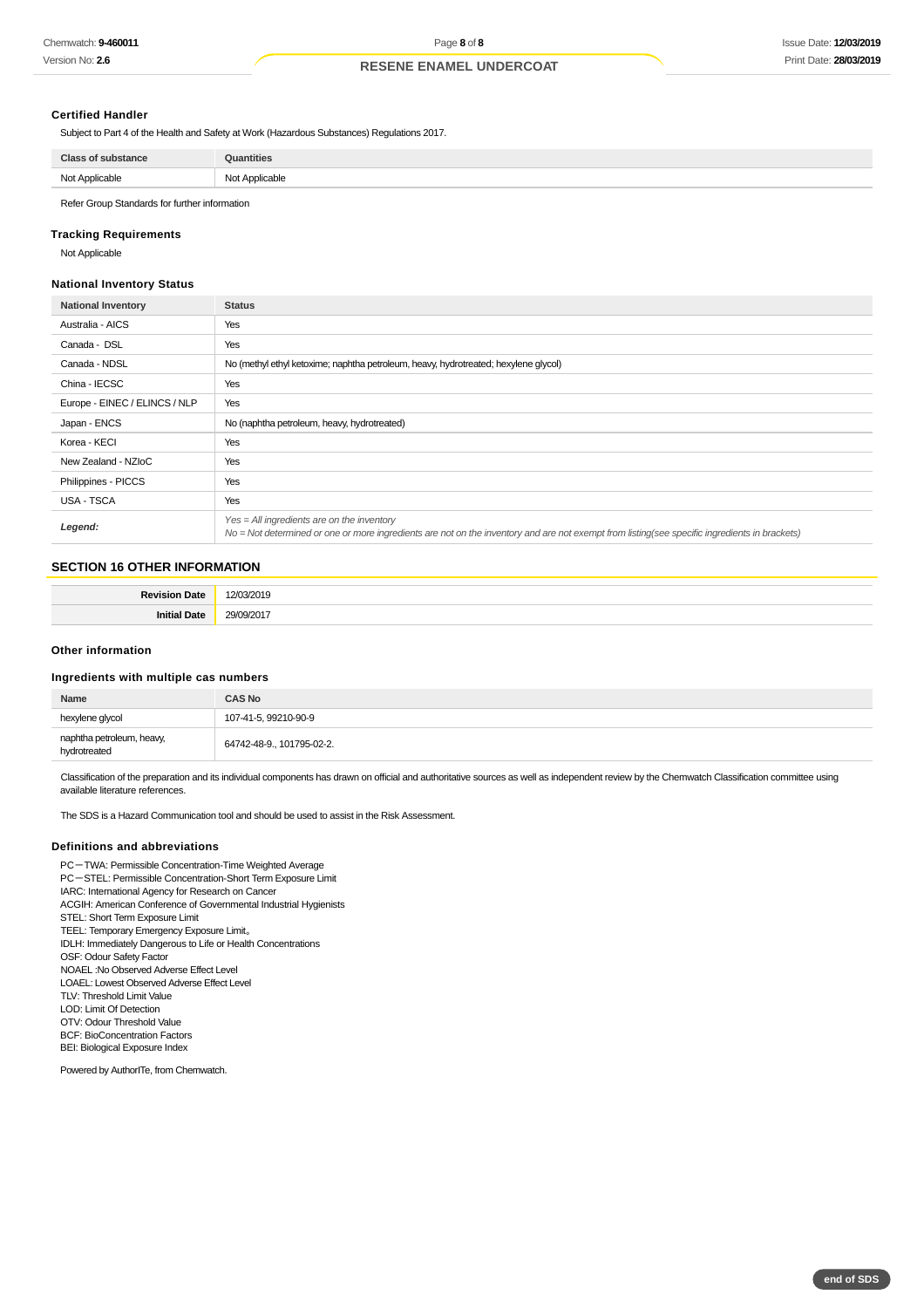### Certified Handler

Subject to Part 4 of the Health and Safety at Work (Hazardous Substances) Regulations 2017.

| Class of substance | Quantities |
| --- | --- |
| Not Applicable | Not Applicable |

Refer Group Standards for further information

### Tracking Requirements

Not Applicable

### National Inventory Status

| National Inventory | Status |
| --- | --- |
| Australia - AICS | Yes |
| Canada - DSL | Yes |
| Canada - NDSL | No (methyl ethyl ketoxime; naphtha petroleum, heavy, hydrotreated; hexylene glycol) |
| China - IECSC | Yes |
| Europe - EINEC / ELINCS / NLP | Yes |
| Japan - ENCS | No (naphtha petroleum, heavy, hydrotreated) |
| Korea - KECI | Yes |
| New Zealand - NZIoC | Yes |
| Philippines - PICCS | Yes |
| USA - TSCA | Yes |
| ***Legend:*** | *Yes = All ingredients are on the inventory*<br>*No = Not determined or one or more ingredients are not on the inventory and are not exempt from listing(see specific ingredients in brackets)* |

## SECTION 16 OTHER INFORMATION

| | |
| --- | --- |
| **Revision Date** | 12/03/2019 |
| **Initial Date** | 29/09/2017 |

### Other information

### Ingredients with multiple cas numbers

| Name | CAS No |
| --- | --- |
| hexylene glycol | 107-41-5, 99210-90-9 |
| naphtha petroleum, heavy, hydrotreated | 64742-48-9., 101795-02-2. |

Classification of the preparation and its individual components has drawn on official and authoritative sources as well as independent review by the Chemwatch Classification committee using available literature references.

The SDS is a Hazard Communication tool and should be used to assist in the Risk Assessment.

### Definitions and abbreviations

PC－TWA: Permissible Concentration-Time Weighted Average
PC－STEL: Permissible Concentration-Short Term Exposure Limit
IARC: International Agency for Research on Cancer
ACGIH: American Conference of Governmental Industrial Hygienists
STEL: Short Term Exposure Limit
TEEL: Temporary Emergency Exposure Limit。
IDLH: Immediately Dangerous to Life or Health Concentrations
OSF: Odour Safety Factor
NOAEL :No Observed Adverse Effect Level
LOAEL: Lowest Observed Adverse Effect Level
TLV: Threshold Limit Value
LOD: Limit Of Detection
OTV: Odour Threshold Value
BCF: BioConcentration Factors
BEI: Biological Exposure Index

Powered by AuthorITe, from Chemwatch.

end of SDS